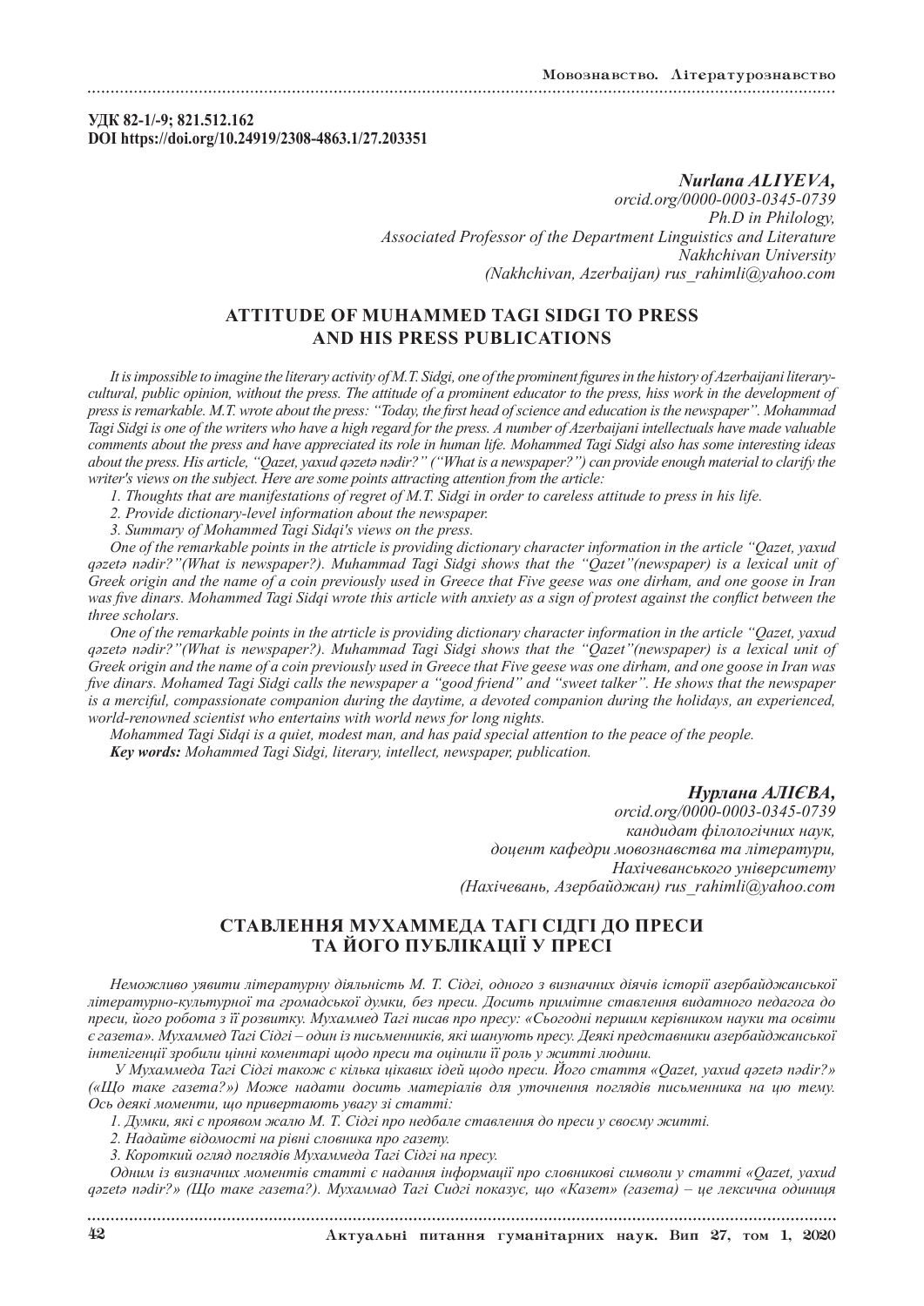**УДК 82-1/-9; 821.512.162**
**DOI https://doi.org/10.24919/2308-4863.1/27.203351**

***Nurlana ALIYEVA,***
*orcid.org/0000-0003-0345-0739*
*Ph.D in Philology,*
*Associated Professor of the Department Linguistics and Literature*
*Nakhchivan University*
*(Nakhchivan, Azerbaijan) rus_rahimli@yahoo.com*

## ATTITUDE OF MUHAMMED TAGI SIDGI TO PRESS AND HIS PRESS PUBLICATIONS

*It is impossible to imagine the literary activity of M.T. Sidgi, one of the prominent figures in the history of Azerbaijani literary-cultural, public opinion, without the press. The attitude of a prominent educator to the press, hiss work in the development of press is remarkable. M.T. wrote about the press: "Today, the first head of science and education is the newspaper". Mohammad Tagi Sidgi is one of the writers who have a high regard for the press. A number of Azerbaijani intellectuals have made valuable comments about the press and have appreciated its role in human life. Mohammed Tagi Sidgi also has some interesting ideas about the press. His article, "Qazet, yaxud qəzetə nədir?" ("What is a newspaper?") can provide enough material to clarify the writer's views on the subject. Here are some points attracting attention from the article:*

*1. Thoughts that are manifestations of regret of M.T. Sidgi in order to careless attitude to press in his life.*

*2. Provide dictionary-level information about the newspaper.*

*3. Summary of Mohammed Tagi Sidqi's views on the press.*

*One of the remarkable points in the atrticle is providing dictionary character information in the article "Qazet, yaxud qəzetə nədir?"(What is newspaper?). Muhammad Tagi Sidgi shows that the "Qazet"(newspaper) is a lexical unit of Greek origin and the name of a coin previously used in Greece that Five geese was one dirham, and one goose in Iran was five dinars. Mohammed Tagi Sidqi wrote this article with anxiety as a sign of protest against the conflict between the three scholars.*

*One of the remarkable points in the atrticle is providing dictionary character information in the article "Qazet, yaxud qəzetə nədir?"(What is newspaper?). Muhammad Tagi Sidgi shows that the "Qazet"(newspaper) is a lexical unit of Greek origin and the name of a coin previously used in Greece that Five geese was one dirham, and one goose in Iran was five dinars. Mohamed Tagi Sidgi calls the newspaper a "good friend" and "sweet talker". He shows that the newspaper is a merciful, compassionate companion during the daytime, a devoted companion during the holidays, an experienced, world-renowned scientist who entertains with world news for long nights.*

*Mohammed Tagi Sidqi is a quiet, modest man, and has paid special attention to the peace of the people.*

***Key words:*** *Mohammed Tagi Sidgi, literary, intellect, newspaper, publication.*

***Нурлана АЛІЄВА,***
*orcid.org/0000-0003-0345-0739*
*кандидат філологічних наук,*
*доцент кафедри мовознавства та літератури,*
*Нахічеванського університету*
*(Нахічевань, Азербайджан) rus_rahimli@yahoo.com*

## СТАВЛЕННЯ МУХАММЕДА ТАГІ СІДГІ ДО ПРЕСИ ТА ЙОГО ПУБЛІКАЦІЇ У ПРЕСІ

*Неможливо уявити літературну діяльність М. Т. Сідгі, одного з визначних діячів історії азербайджанської літературно-культурної та громадської думки, без преси. Досить примітне ставлення видатного педагога до преси, його робота з її розвитку. Мухаммед Тагі писав про пресу: «Сьогодні першим керівником науки та освіти є газета». Мухаммед Тагі Сідгі – один із письменників, які шанують пресу. Деякі представники азербайджанської інтелігенції зробили цінні коментарі щодо преси та оцінили її роль у житті людини.*

*У Мухаммеда Тагі Сідгі також є кілька цікавих ідей щодо преси. Його стаття «Qazet, yaxud qəzetə nədir?» («Що таке газета?») Може надати досить матеріалів для уточнення поглядів письменника на цю тему. Ось деякі моменти, що привертають увагу зі статті:*

*1. Думки, які є проявом жалю М. Т. Сідгі про недбале ставлення до преси у своєму житті.*

*2. Надайте відомості на рівні словника про газету.*

*3. Короткий огляд поглядів Мухаммеда Тагі Сідгі на пресу.*

*Одним із визначних моментів статті є надання інформації про словникові символи у статті «Qazet, yaxud qəzetə nədir?» (Що таке газета?). Мухаммад Тагі Сидгі показує, що «Казет» (газета) – це лексична одиниця*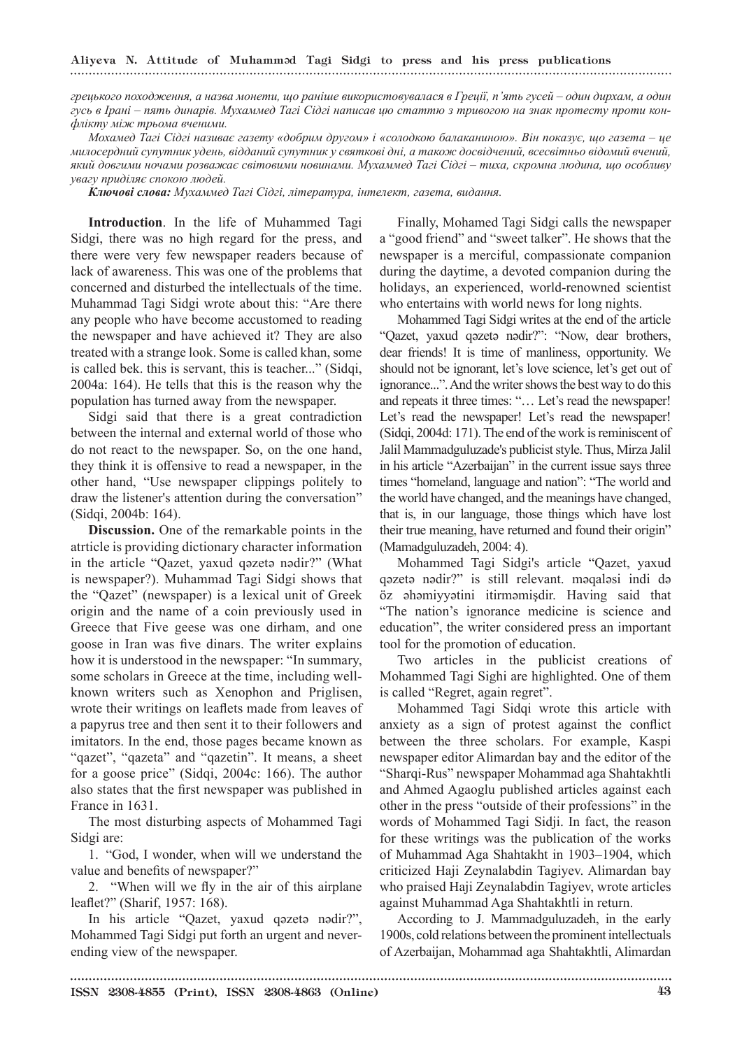*грецького походження, а назва монети, що раніше використовувалася в Греції, п'ять гусей – один дирхам, а один гусь в Ірані – пять динарів. Мухаммед Тагі Сідгі написав цю статтю з тривогою на знак протесту проти конфлікту між трьома вченими.*

*Мохамед Тагі Сідгі називає газету «добрим другом» і «солодкою балаканиною». Він показує, що газета – це милосердний супутник удень, відданий супутник у святкові дні, а також досвідчений, всесвітньо відомий вчений, який довгими ночами розважає світовими новинами. Мухаммед Тагі Сідгі – тиха, скромна людина, що особливу увагу приділяє спокою людей.*

***Ключові слова:*** *Мухаммед Тагі Сідгі, література, інтелект, газета, видання.*

**Introduction**. In the life of Muhammed Tagi Sidgi, there was no high regard for the press, and there were very few newspaper readers because of lack of awareness. This was one of the problems that concerned and disturbed the intellectuals of the time. Muhammad Tagi Sidgi wrote about this: "Are there any people who have become accustomed to reading the newspaper and have achieved it? They are also treated with a strange look. Some is called khan, some is called bek. this is servant, this is teacher..." (Sidqi, 2004a: 164). He tells that this is the reason why the population has turned away from the newspaper.

Sidgi said that there is a great contradiction between the internal and external world of those who do not react to the newspaper. So, on the one hand, they think it is offensive to read a newspaper, in the other hand, "Use newspaper clippings politely to draw the listener's attention during the conversation" (Sidqi, 2004b: 164).

**Discussion.** One of the remarkable points in the atrticle is providing dictionary character information in the article "Qazet, yaxud qəzetə nədir?" (What is newspaper?). Muhammad Tagi Sidgi shows that the "Qazet" (newspaper) is a lexical unit of Greek origin and the name of a coin previously used in Greece that Five geese was one dirham, and one goose in Iran was five dinars. The writer explains how it is understood in the newspaper: "In summary, some scholars in Greece at the time, including well-known writers such as Xenophon and Priglisen, wrote their writings on leaflets made from leaves of a papyrus tree and then sent it to their followers and imitators. In the end, those pages became known as "qazet", "qazeta" and "qazetin". It means, a sheet for a goose price" (Sidqi, 2004c: 166). The author also states that the first newspaper was published in France in 1631.

The most disturbing aspects of Mohammed Tagi Sidgi are:

1. "God, I wonder, when will we understand the value and benefits of newspaper?"

2. "When will we fly in the air of this airplane leaflet?" (Sharif, 1957: 168).

In his article "Qazet, yaxud qəzetə nədir?", Mohammed Tagi Sidgi put forth an urgent and never-ending view of the newspaper.

Finally, Mohamed Tagi Sidgi calls the newspaper a "good friend" and "sweet talker". He shows that the newspaper is a merciful, compassionate companion during the daytime, a devoted companion during the holidays, an experienced, world-renowned scientist who entertains with world news for long nights.

Mohammed Tagi Sidgi writes at the end of the article "Qazet, yaxud qəzetə nədir?": "Now, dear brothers, dear friends! It is time of manliness, opportunity. We should not be ignorant, let's love science, let's get out of ignorance...". And the writer shows the best way to do this and repeats it three times: "… Let's read the newspaper! Let's read the newspaper! Let's read the newspaper! (Sidqi, 2004d: 171). The end of the work is reminiscent of Jalil Mammadguluzade's publicist style. Thus, Mirza Jalil in his article "Azerbaijan" in the current issue says three times "homeland, language and nation": "The world and the world have changed, and the meanings have changed, that is, in our language, those things which have lost their true meaning, have returned and found their origin" (Mamadguluzadeh, 2004: 4).

Mohammed Tagi Sidgi's article "Qazet, yaxud qəzetə nədir?" is still relevant. məqaləsi indi də öz əhəmiyyətini itirməmişdir. Having said that "The nation's ignorance medicine is science and education", the writer considered press an important tool for the promotion of education.

Two articles in the publicist creations of Mohammed Tagi Sighi are highlighted. One of them is called "Regret, again regret".

Mohammed Tagi Sidqi wrote this article with anxiety as a sign of protest against the conflict between the three scholars. For example, Kaspi newspaper editor Alimardan bay and the editor of the "Sharqi-Rus" newspaper Mohammad aga Shahtakhtli and Ahmed Agaoglu published articles against each other in the press "outside of their professions" in the words of Mohammed Tagi Sidji. In fact, the reason for these writings was the publication of the works of Muhammad Aga Shahtakht in 1903–1904, which criticized Haji Zeynalabdin Tagiyev. Alimardan bay who praised Haji Zeynalabdin Tagiyev, wrote articles against Muhammad Aga Shahtakhtli in return.

According to J. Mammadguluzadeh, in the early 1900s, cold relations between the prominent intellectuals of Azerbaijan, Mohammad aga Shahtakhtli, Alimardan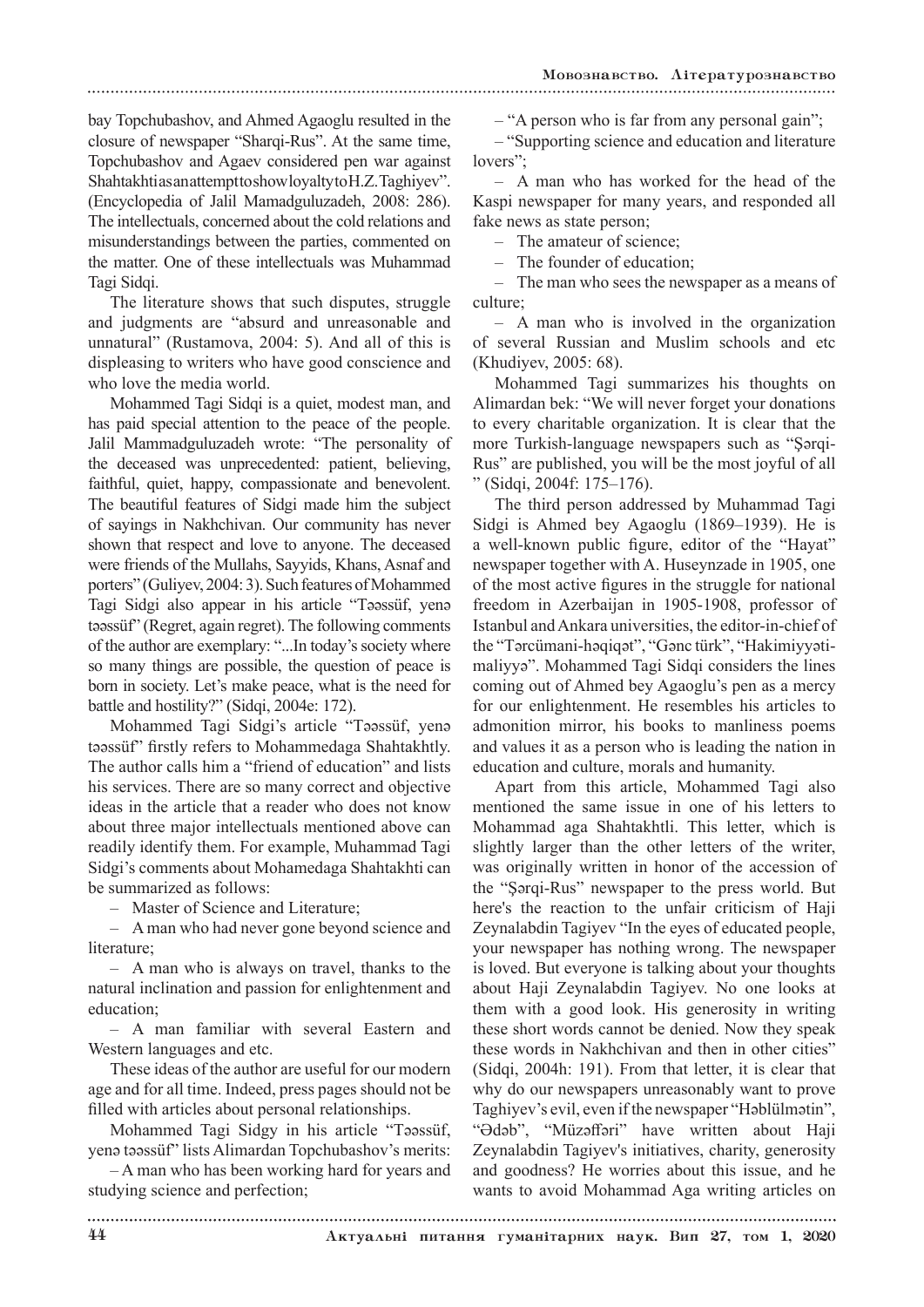bay Topchubashov, and Ahmed Agaoglu resulted in the closure of newspaper "Sharqi-Rus". At the same time, Topchubashov and Agaev considered pen war against Shahtakhti as an attempt to show loyalty to H.Z. Taghiyev". (Encyclopedia of Jalil Mamadguluzadeh, 2008: 286). The intellectuals, concerned about the cold relations and misunderstandings between the parties, commented on the matter. One of these intellectuals was Muhammad Tagi Sidqi.

The literature shows that such disputes, struggle and judgments are "absurd and unreasonable and unnatural" (Rustamova, 2004: 5). And all of this is displeasing to writers who have good conscience and who love the media world.

Mohammed Tagi Sidqi is a quiet, modest man, and has paid special attention to the peace of the people. Jalil Mammadguluzadeh wrote: "The personality of the deceased was unprecedented: patient, believing, faithful, quiet, happy, compassionate and benevolent. The beautiful features of Sidgi made him the subject of sayings in Nakhchivan. Our community has never shown that respect and love to anyone. The deceased were friends of the Mullahs, Sayyids, Khans, Asnaf and porters" (Guliyev, 2004: 3). Such features of Mohammed Tagi Sidgi also appear in his article "Təəssüf, yenə təəssüf" (Regret, again regret). The following comments of the author are exemplary: "...In today's society where so many things are possible, the question of peace is born in society. Let's make peace, what is the need for battle and hostility?" (Sidqi, 2004e: 172).

Mohammed Tagi Sidgi's article "Təəssüf, yenə təəssüf" firstly refers to Mohammedaga Shahtakhtly. The author calls him a "friend of education" and lists his services. There are so many correct and objective ideas in the article that a reader who does not know about three major intellectuals mentioned above can readily identify them. For example, Muhammad Tagi Sidgi's comments about Mohamedaga Shahtakhti can be summarized as follows:

– Master of Science and Literature;

– A man who had never gone beyond science and literature;

– A man who is always on travel, thanks to the natural inclination and passion for enlightenment and education;

– A man familiar with several Eastern and Western languages and etc.

These ideas of the author are useful for our modern age and for all time. Indeed, press pages should not be filled with articles about personal relationships.

Mohammed Tagi Sidgy in his article "Təəssüf, yenə təəssüf" lists Alimardan Topchubashov's merits:

– A man who has been working hard for years and studying science and perfection;

– "A person who is far from any personal gain";

– "Supporting science and education and literature lovers";

– A man who has worked for the head of the Kaspi newspaper for many years, and responded all fake news as state person;

– The amateur of science;

– The founder of education;

– The man who sees the newspaper as a means of culture;

– A man who is involved in the organization of several Russian and Muslim schools and etc (Khudiyev, 2005: 68).

Mohammed Tagi summarizes his thoughts on Alimardan bek: "We will never forget your donations to every charitable organization. It is clear that the more Turkish-language newspapers such as "Şərqi-Rus" are published, you will be the most joyful of all " (Sidqi, 2004f: 175–176).

The third person addressed by Muhammad Tagi Sidgi is Ahmed bey Agaoglu (1869–1939). He is a well-known public figure, editor of the "Hayat" newspaper together with A. Huseynzade in 1905, one of the most active figures in the struggle for national freedom in Azerbaijan in 1905-1908, professor of Istanbul and Ankara universities, the editor-in-chief of the "Tərcümani-həqiqət", "Gənc türk", "Hakimiyyəti-maliyyə". Mohammed Tagi Sidqi considers the lines coming out of Ahmed bey Agaoglu's pen as a mercy for our enlightenment. He resembles his articles to admonition mirror, his books to manliness poems and values it as a person who is leading the nation in education and culture, morals and humanity.

Apart from this article, Mohammed Tagi also mentioned the same issue in one of his letters to Mohammad aga Shahtakhtli. This letter, which is slightly larger than the other letters of the writer, was originally written in honor of the accession of the "Şərqi-Rus" newspaper to the press world. But here's the reaction to the unfair criticism of Haji Zeynalabdin Tagiyev "In the eyes of educated people, your newspaper has nothing wrong. The newspaper is loved. But everyone is talking about your thoughts about Haji Zeynalabdin Tagiyev. No one looks at them with a good look. His generosity in writing these short words cannot be denied. Now they speak these words in Nakhchivan and then in other cities" (Sidqi, 2004h: 191). From that letter, it is clear that why do our newspapers unreasonably want to prove Taghiyev's evil, even if the newspaper "Həblülmətin", "Ədəb", "Müzəffəri" have written about Haji Zeynalabdin Tagiyev's initiatives, charity, generosity and goodness? He worries about this issue, and he wants to avoid Mohammad Aga writing articles on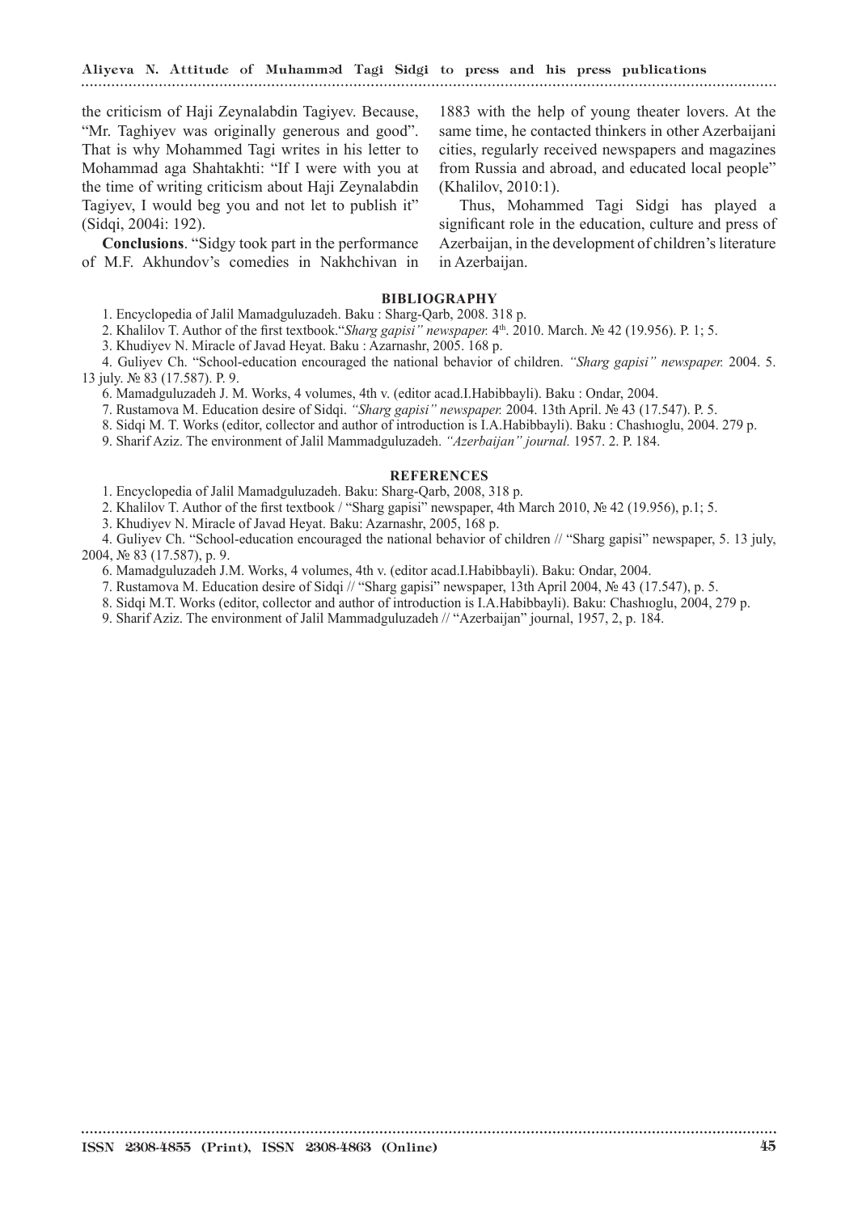the criticism of Haji Zeynalabdin Tagiyev. Because, "Mr. Taghiyev was originally generous and good". That is why Mohammed Tagi writes in his letter to Mohammad aga Shahtakhti: "If I were with you at the time of writing criticism about Haji Zeynalabdin Tagiyev, I would beg you and not let to publish it" (Sidqi, 2004i: 192).

**Conclusions**. "Sidgy took part in the performance of M.F. Akhundov's comedies in Nakhchivan in 1883 with the help of young theater lovers. At the same time, he contacted thinkers in other Azerbaijani cities, regularly received newspapers and magazines from Russia and abroad, and educated local people" (Khalilov, 2010:1).

Thus, Mohammed Tagi Sidgi has played a significant role in the education, culture and press of Azerbaijan, in the development of children's literature in Azerbaijan.

## BIBLIOGRAPHY

1. Encyclopedia of Jalil Mamadguluzadeh. Baku : Sharg-Qarb, 2008. 318 p.
2. Khalilov T. Author of the first textbook."*Sharg gapisi" newspaper.* 4th. 2010. March. № 42 (19.956). P. 1; 5.
3. Khudiyev N. Miracle of Javad Heyat. Baku : Azarnashr, 2005. 168 p.
4. Guliyev Ch. "School-education encouraged the national behavior of children. *"Sharg gapisi" newspaper.* 2004. 5. 13 july. № 83 (17.587). P. 9.
6. Mamadguluzadeh J. M. Works, 4 volumes, 4th v. (editor acad.I.Habibbayli). Baku : Ondar, 2004.
7. Rustamova M. Education desire of Sidqi. *"Sharg gapisi" newspaper.* 2004. 13th April. № 43 (17.547). P. 5.
8. Sidqi M. T. Works (editor, collector and author of introduction is I.A.Habibbayli). Baku : Chashıoglu, 2004. 279 p.
9. Sharif Aziz. The environment of Jalil Mammadguluzadeh. *"Azerbaijan" journal.* 1957. 2. P. 184.

## REFERENCES

1. Encyclopedia of Jalil Mamadguluzadeh. Baku: Sharg-Qarb, 2008, 318 p.
2. Khalilov T. Author of the first textbook / "Sharg gapisi" newspaper, 4th March 2010, № 42 (19.956), p.1; 5.
3. Khudiyev N. Miracle of Javad Heyat. Baku: Azarnashr, 2005, 168 p.
4. Guliyev Ch. "School-education encouraged the national behavior of children // "Sharg gapisi" newspaper, 5. 13 july, 2004, № 83 (17.587), p. 9.
6. Mamadguluzadeh J.M. Works, 4 volumes, 4th v. (editor acad.I.Habibbayli). Baku: Ondar, 2004.
7. Rustamova M. Education desire of Sidqi // "Sharg gapisi" newspaper, 13th April 2004, № 43 (17.547), p. 5.
8. Sidqi M.T. Works (editor, collector and author of introduction is I.A.Habibbayli). Baku: Chashıoglu, 2004, 279 p.
9. Sharif Aziz. The environment of Jalil Mammadguluzadeh // "Azerbaijan" journal, 1957, 2, p. 184.